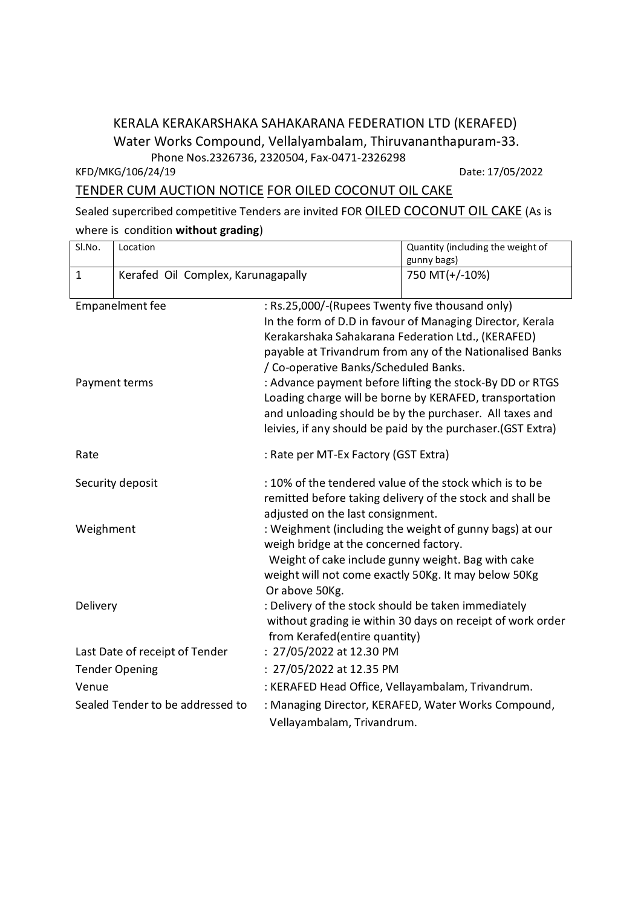# KERALA KERAKARSHAKA SAHAKARANA FEDERATION LTD (KERAFED)

Water Works Compound, Vellalyambalam, Thiruvananthapuram-33.

Phone Nos.2326736, 2320504, Fax-0471-2326298

KFD/MKG/106/24/19 Date: 17/05/2022

## TENDER CUM AUCTION NOTICE FOR OILED COCONUT OIL CAKE

Sealed supercribed competitive Tenders are invited FOR OILED COCONUT OIL CAKE (As is where is condition **without grading**)

| Sl.No. | Location | Quantity (including the weight of gunny bags) |
|---|---|---|
| 1 | Kerafed Oil Complex, Karunagapally | 750 MT(+/-10%) |

| | |
|---|---|
| Empanelment fee | : Rs.25,000/-(Rupees Twenty five thousand only) In the form of D.D in favour of Managing Director, Kerala Kerakarshaka Sahakarana Federation Ltd., (KERAFED) payable at Trivandrum from any of the Nationalised Banks / Co-operative Banks/Scheduled Banks. |
| Payment terms | : Advance payment before lifting the stock-By DD or RTGS Loading charge will be borne by KERAFED, transportation and unloading should be by the purchaser. All taxes and leivies, if any should be paid by the purchaser.(GST Extra) |
| Rate | : Rate per MT-Ex Factory (GST Extra) |
| Security deposit | : 10% of the tendered value of the stock which is to be remitted before taking delivery of the stock and shall be adjusted on the last consignment. |
| Weighment | : Weighment (including the weight of gunny bags) at our weigh bridge at the concerned factory. Weight of cake include gunny weight. Bag with cake weight will not come exactly 50Kg. It may below 50Kg Or above 50Kg. |
| Delivery | : Delivery of the stock should be taken immediately without grading ie within 30 days on receipt of work order from Kerafed(entire quantity) |
| Last Date of receipt of Tender | : 27/05/2022 at 12.30 PM |
| Tender Opening | : 27/05/2022 at 12.35 PM |
| Venue | : KERAFED Head Office, Vellayambalam, Trivandrum. |
| Sealed Tender to be addressed to | : Managing Director, KERAFED, Water Works Compound, Vellayambalam, Trivandrum. |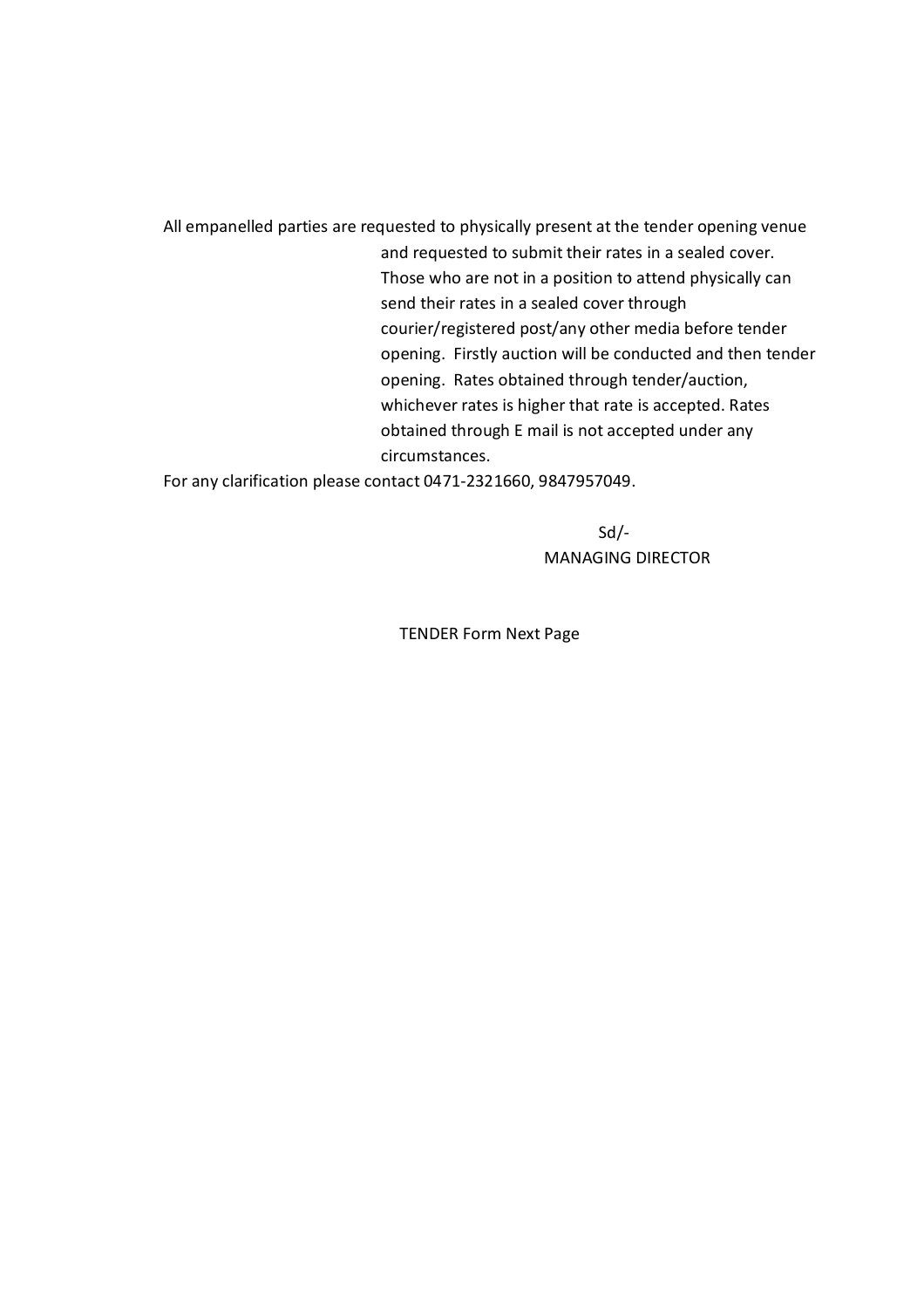All empanelled parties are requested to physically present at the tender opening venue and requested to submit their rates in a sealed cover. Those who are not in a position to attend physically can send their rates in a sealed cover through courier/registered post/any other media before tender opening. Firstly auction will be conducted and then tender opening. Rates obtained through tender/auction, whichever rates is higher that rate is accepted. Rates obtained through E mail is not accepted under any circumstances.

For any clarification please contact 0471-2321660, 9847957049.

Sd/-
MANAGING DIRECTOR

TENDER Form Next Page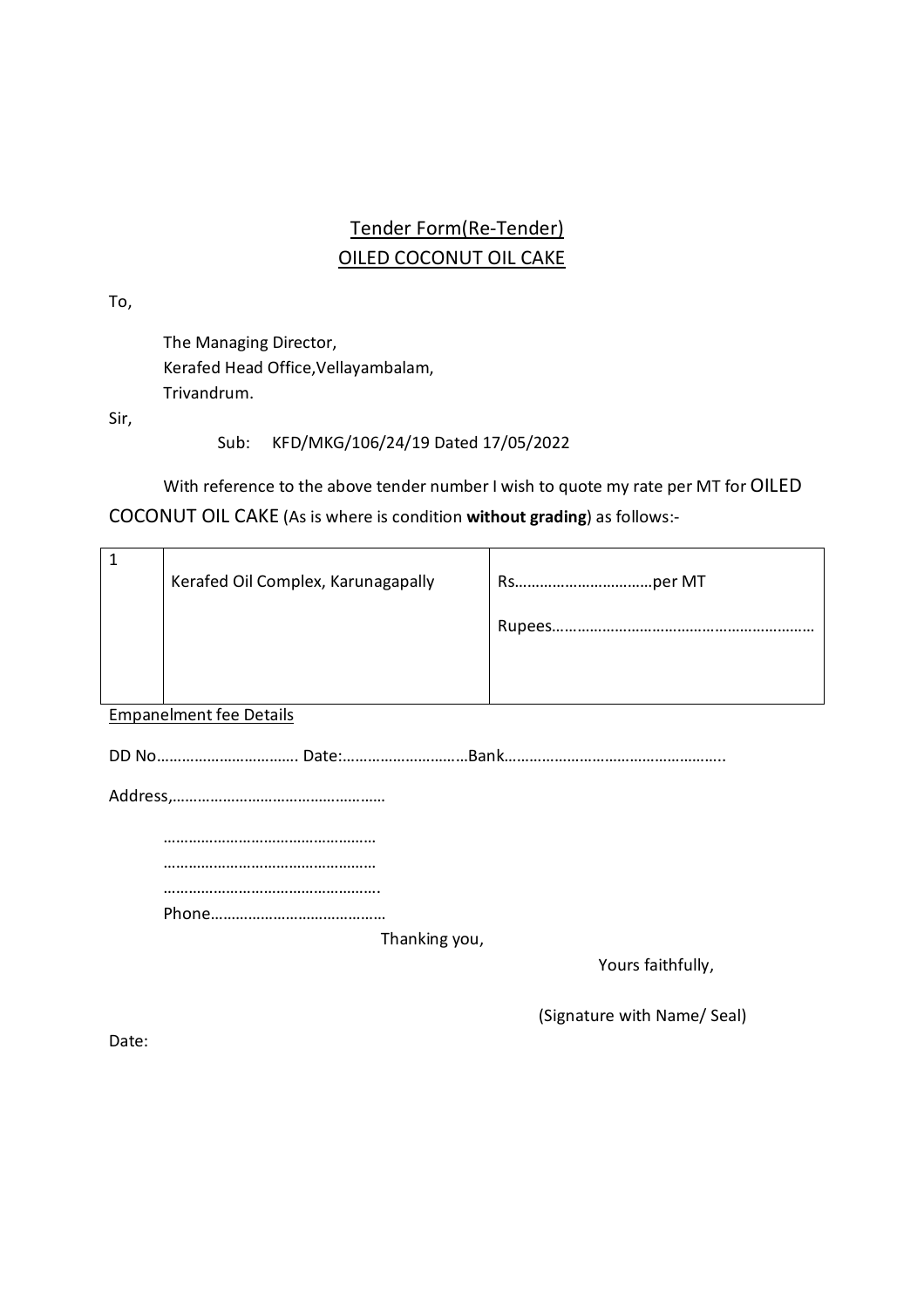# Tender Form(Re-Tender)

## OILED COCONUT OIL CAKE

To,

The Managing Director,
Kerafed Head Office,Vellayambalam,
Trivandrum.

Sir,

Sub: KFD/MKG/106/24/19 Dated 17/05/2022

With reference to the above tender number I wish to quote my rate per MT for OILED COCONUT OIL CAKE (As is where is condition **without grading**) as follows:-

| | | |
|---|---|---|
| 1 | Kerafed Oil Complex, Karunagapally | Rs……………………………per MT<br><br>Rupees……………………………………………………… |

Empanelment fee Details

DD No……………………………. Date:…………………………Bank……………………………………………..

Address,……………………………………………

……………………………………………
……………………………………………
…………………………………………….
Phone……………………………………

Thanking you,

Yours faithfully,

(Signature with Name/ Seal)

Date: